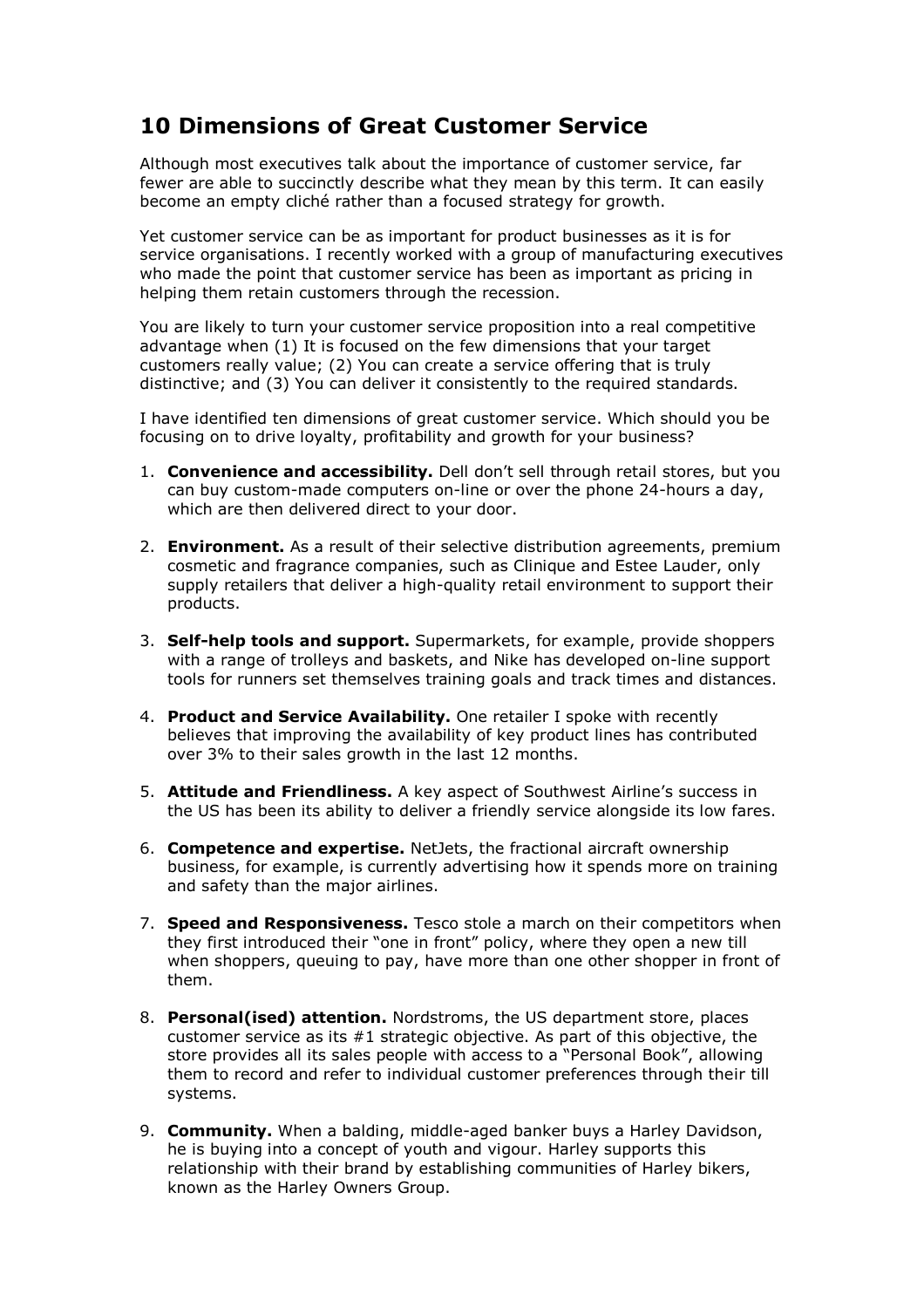# 10 Dimensions of Great Customer Service

Although most executives talk about the importance of customer service, far fewer are able to succinctly describe what they mean by this term. It can easily become an empty cliché rather than a focused strategy for growth.

Yet customer service can be as important for product businesses as it is for service organisations. I recently worked with a group of manufacturing executives who made the point that customer service has been as important as pricing in helping them retain customers through the recession.

You are likely to turn your customer service proposition into a real competitive advantage when (1) It is focused on the few dimensions that your target customers really value; (2) You can create a service offering that is truly distinctive; and (3) You can deliver it consistently to the required standards.

I have identified ten dimensions of great customer service. Which should you be focusing on to drive loyalty, profitability and growth for your business?

1. **Convenience and accessibility.** Dell don't sell through retail stores, but you can buy custom-made computers on-line or over the phone 24-hours a day, which are then delivered direct to your door.

2. **Environment.** As a result of their selective distribution agreements, premium cosmetic and fragrance companies, such as Clinique and Estee Lauder, only supply retailers that deliver a high-quality retail environment to support their products.

3. **Self-help tools and support.** Supermarkets, for example, provide shoppers with a range of trolleys and baskets, and Nike has developed on-line support tools for runners set themselves training goals and track times and distances.

4. **Product and Service Availability.** One retailer I spoke with recently believes that improving the availability of key product lines has contributed over 3% to their sales growth in the last 12 months.

5. **Attitude and Friendliness.** A key aspect of Southwest Airline's success in the US has been its ability to deliver a friendly service alongside its low fares.

6. **Competence and expertise.** NetJets, the fractional aircraft ownership business, for example, is currently advertising how it spends more on training and safety than the major airlines.

7. **Speed and Responsiveness.** Tesco stole a march on their competitors when they first introduced their "one in front" policy, where they open a new till when shoppers, queuing to pay, have more than one other shopper in front of them.

8. **Personal(ised) attention.** Nordstroms, the US department store, places customer service as its #1 strategic objective. As part of this objective, the store provides all its sales people with access to a "Personal Book", allowing them to record and refer to individual customer preferences through their till systems.

9. **Community.** When a balding, middle-aged banker buys a Harley Davidson, he is buying into a concept of youth and vigour. Harley supports this relationship with their brand by establishing communities of Harley bikers, known as the Harley Owners Group.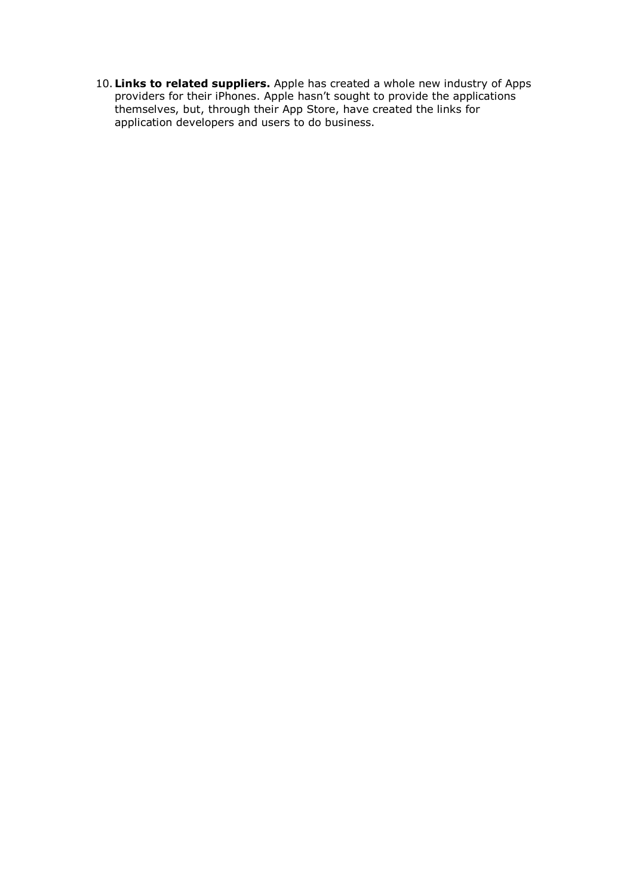10. **Links to related suppliers.** Apple has created a whole new industry of Apps providers for their iPhones. Apple hasn't sought to provide the applications themselves, but, through their App Store, have created the links for application developers and users to do business.